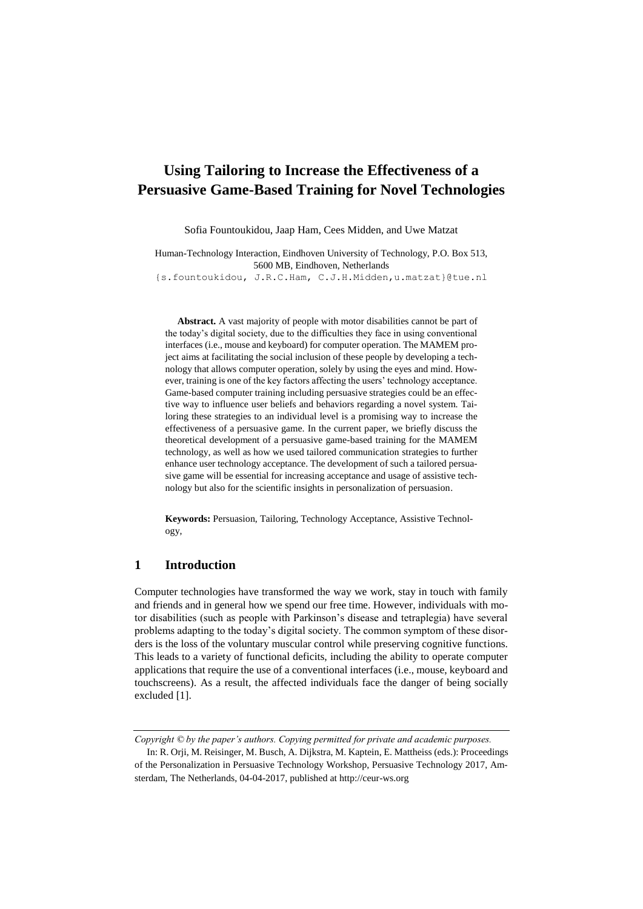# Using Tailoring to Increase the Effectiveness of a Persuasive Game-Based Training for Novel Technologies

Sofia Fountoukidou, Jaap Ham, Cees Midden, and Uwe Matzat

Human-Technology Interaction, Eindhoven University of Technology, P.O. Box 513, 5600 MB, Eindhoven, Netherlands
{s.fountoukidou, J.R.C.Ham, C.J.H.Midden,u.matzat}@tue.nl

**Abstract.** A vast majority of people with motor disabilities cannot be part of the today's digital society, due to the difficulties they face in using conventional interfaces (i.e., mouse and keyboard) for computer operation. The MAMEM project aims at facilitating the social inclusion of these people by developing a technology that allows computer operation, solely by using the eyes and mind. However, training is one of the key factors affecting the users' technology acceptance. Game-based computer training including persuasive strategies could be an effective way to influence user beliefs and behaviors regarding a novel system. Tailoring these strategies to an individual level is a promising way to increase the effectiveness of a persuasive game. In the current paper, we briefly discuss the theoretical development of a persuasive game-based training for the MAMEM technology, as well as how we used tailored communication strategies to further enhance user technology acceptance. The development of such a tailored persuasive game will be essential for increasing acceptance and usage of assistive technology but also for the scientific insights in personalization of persuasion.

**Keywords:** Persuasion, Tailoring, Technology Acceptance, Assistive Technology,

## 1 Introduction

Computer technologies have transformed the way we work, stay in touch with family and friends and in general how we spend our free time. However, individuals with motor disabilities (such as people with Parkinson's disease and tetraplegia) have several problems adapting to the today's digital society. The common symptom of these disorders is the loss of the voluntary muscular control while preserving cognitive functions. This leads to a variety of functional deficits, including the ability to operate computer applications that require the use of a conventional interfaces (i.e., mouse, keyboard and touchscreens). As a result, the affected individuals face the danger of being socially excluded [1].

*Copyright © by the paper's authors. Copying permitted for private and academic purposes.*

In: R. Orji, M. Reisinger, M. Busch, A. Dijkstra, M. Kaptein, E. Mattheiss (eds.): Proceedings of the Personalization in Persuasive Technology Workshop, Persuasive Technology 2017, Amsterdam, The Netherlands, 04-04-2017, published at http://ceur-ws.org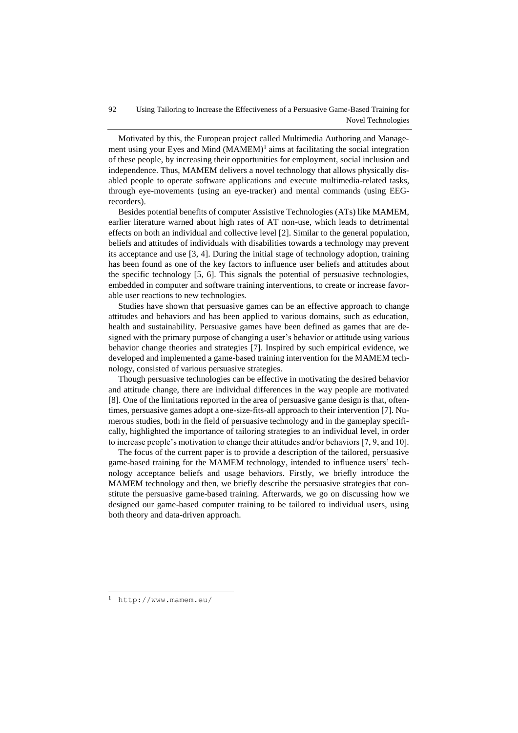Motivated by this, the European project called Multimedia Authoring and Management using your Eyes and Mind (MAMEM)[1] aims at facilitating the social integration of these people, by increasing their opportunities for employment, social inclusion and independence. Thus, MAMEM delivers a novel technology that allows physically disabled people to operate software applications and execute multimedia-related tasks, through eye-movements (using an eye-tracker) and mental commands (using EEG-recorders).

Besides potential benefits of computer Assistive Technologies (ATs) like MAMEM, earlier literature warned about high rates of AT non-use, which leads to detrimental effects on both an individual and collective level [2]. Similar to the general population, beliefs and attitudes of individuals with disabilities towards a technology may prevent its acceptance and use [3, 4]. During the initial stage of technology adoption, training has been found as one of the key factors to influence user beliefs and attitudes about the specific technology [5, 6]. This signals the potential of persuasive technologies, embedded in computer and software training interventions, to create or increase favorable user reactions to new technologies.

Studies have shown that persuasive games can be an effective approach to change attitudes and behaviors and has been applied to various domains, such as education, health and sustainability. Persuasive games have been defined as games that are designed with the primary purpose of changing a user's behavior or attitude using various behavior change theories and strategies [7]. Inspired by such empirical evidence, we developed and implemented a game-based training intervention for the MAMEM technology, consisted of various persuasive strategies.

Though persuasive technologies can be effective in motivating the desired behavior and attitude change, there are individual differences in the way people are motivated [8]. One of the limitations reported in the area of persuasive game design is that, oftentimes, persuasive games adopt a one-size-fits-all approach to their intervention [7]. Numerous studies, both in the field of persuasive technology and in the gameplay specifically, highlighted the importance of tailoring strategies to an individual level, in order to increase people's motivation to change their attitudes and/or behaviors [7, 9, and 10].

The focus of the current paper is to provide a description of the tailored, persuasive game-based training for the MAMEM technology, intended to influence users' technology acceptance beliefs and usage behaviors. Firstly, we briefly introduce the MAMEM technology and then, we briefly describe the persuasive strategies that constitute the persuasive game-based training. Afterwards, we go on discussing how we designed our game-based computer training to be tailored to individual users, using both theory and data-driven approach.

[1] http://www.mamem.eu/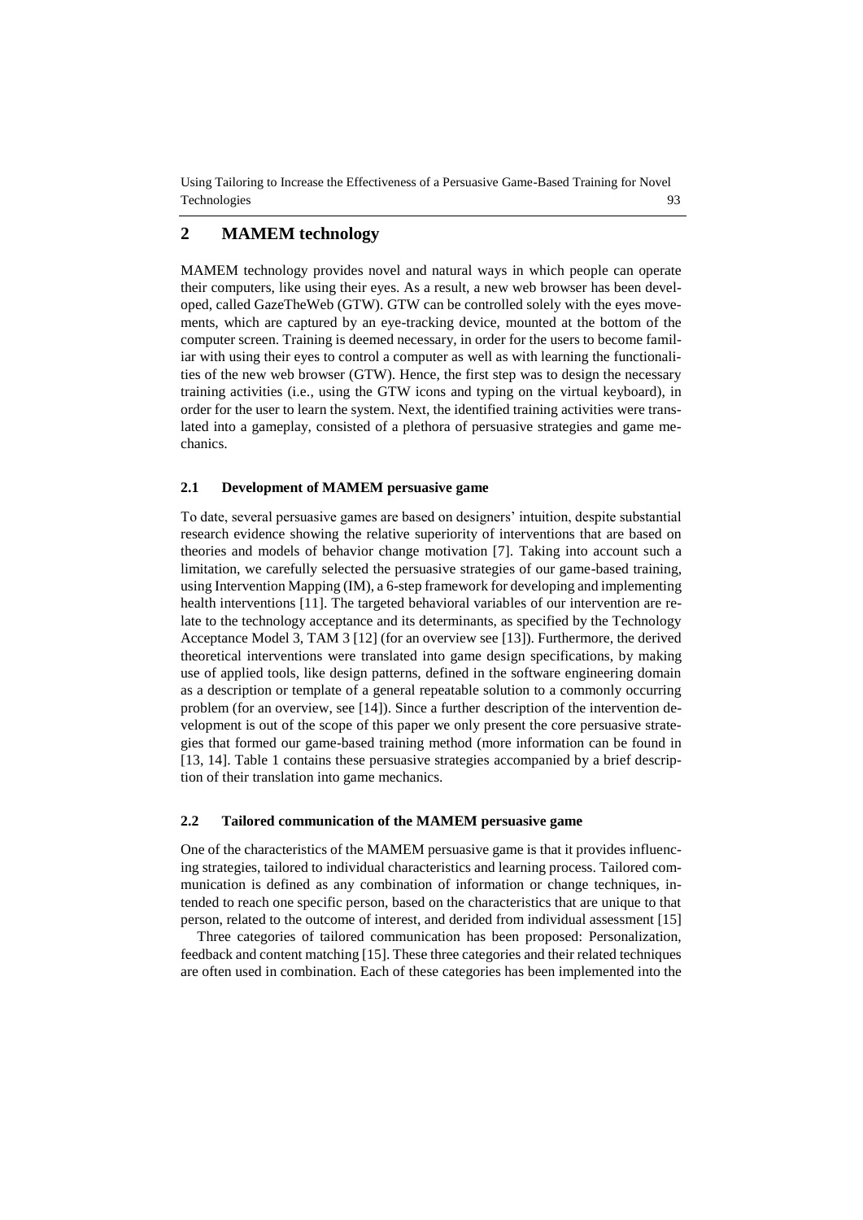## 2 MAMEM technology

MAMEM technology provides novel and natural ways in which people can operate their computers, like using their eyes. As a result, a new web browser has been developed, called GazeTheWeb (GTW). GTW can be controlled solely with the eyes movements, which are captured by an eye-tracking device, mounted at the bottom of the computer screen. Training is deemed necessary, in order for the users to become familiar with using their eyes to control a computer as well as with learning the functionalities of the new web browser (GTW). Hence, the first step was to design the necessary training activities (i.e., using the GTW icons and typing on the virtual keyboard), in order for the user to learn the system. Next, the identified training activities were translated into a gameplay, consisted of a plethora of persuasive strategies and game mechanics.

### 2.1 Development of MAMEM persuasive game

To date, several persuasive games are based on designers' intuition, despite substantial research evidence showing the relative superiority of interventions that are based on theories and models of behavior change motivation [7]. Taking into account such a limitation, we carefully selected the persuasive strategies of our game-based training, using Intervention Mapping (IM), a 6-step framework for developing and implementing health interventions [11]. The targeted behavioral variables of our intervention are relate to the technology acceptance and its determinants, as specified by the Technology Acceptance Model 3, TAM 3 [12] (for an overview see [13]). Furthermore, the derived theoretical interventions were translated into game design specifications, by making use of applied tools, like design patterns, defined in the software engineering domain as a description or template of a general repeatable solution to a commonly occurring problem (for an overview, see [14]). Since a further description of the intervention development is out of the scope of this paper we only present the core persuasive strategies that formed our game-based training method (more information can be found in [13, 14]. Table 1 contains these persuasive strategies accompanied by a brief description of their translation into game mechanics.

### 2.2 Tailored communication of the MAMEM persuasive game

One of the characteristics of the MAMEM persuasive game is that it provides influencing strategies, tailored to individual characteristics and learning process. Tailored communication is defined as any combination of information or change techniques, intended to reach one specific person, based on the characteristics that are unique to that person, related to the outcome of interest, and derided from individual assessment [15]

Three categories of tailored communication has been proposed: Personalization, feedback and content matching [15]. These three categories and their related techniques are often used in combination. Each of these categories has been implemented into the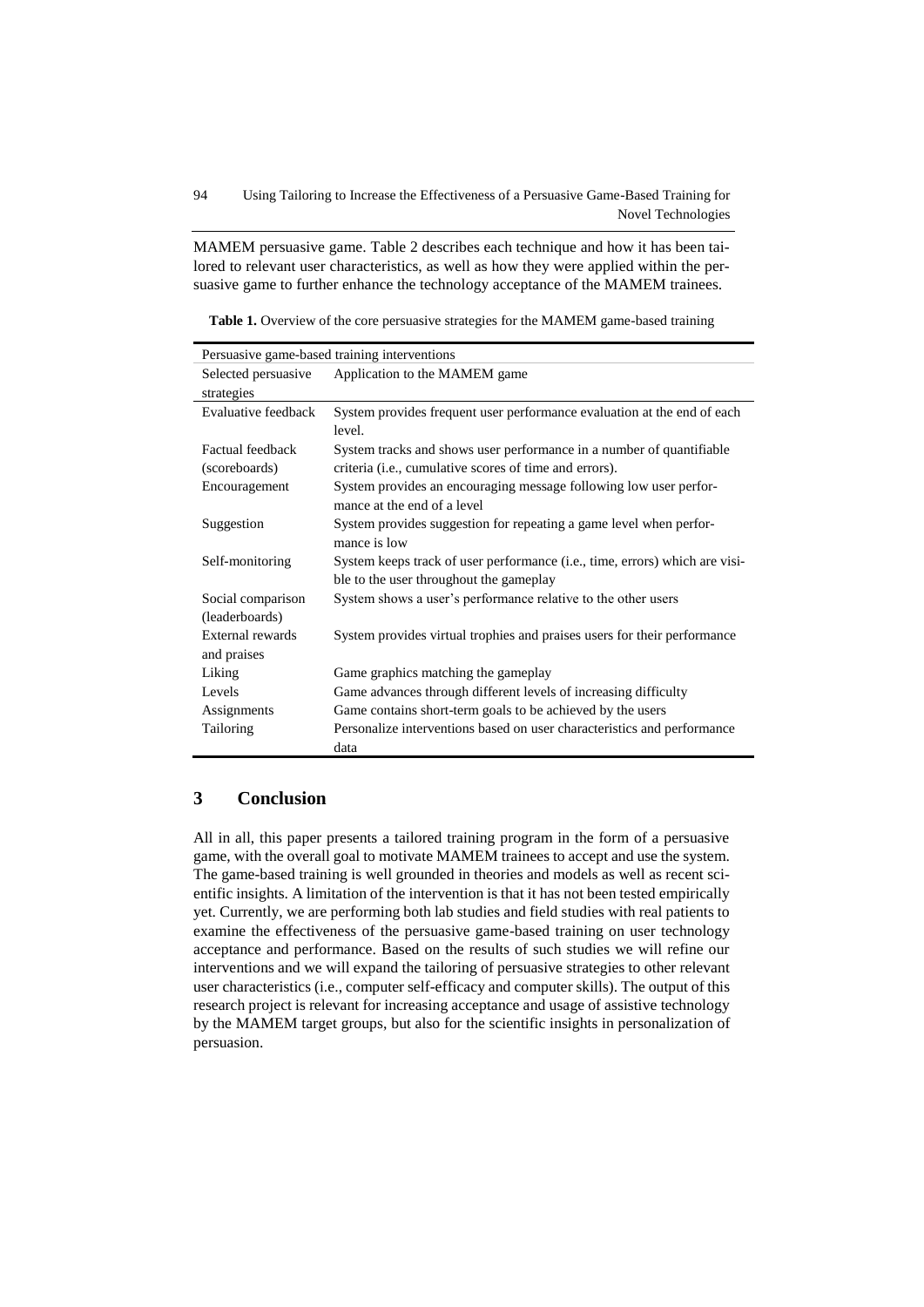MAMEM persuasive game. Table 2 describes each technique and how it has been tailored to relevant user characteristics, as well as how they were applied within the persuasive game to further enhance the technology acceptance of the MAMEM trainees.

**Table 1.** Overview of the core persuasive strategies for the MAMEM game-based training

| Persuasive game-based training interventions | |
|---|---|
| Selected persuasive strategies | Application to the MAMEM game |
| Evaluative feedback | System provides frequent user performance evaluation at the end of each level. |
| Factual feedback (scoreboards) | System tracks and shows user performance in a number of quantifiable criteria (i.e., cumulative scores of time and errors). |
| Encouragement | System provides an encouraging message following low user performance at the end of a level |
| Suggestion | System provides suggestion for repeating a game level when performance is low |
| Self-monitoring | System keeps track of user performance (i.e., time, errors) which are visible to the user throughout the gameplay |
| Social comparison (leaderboards) | System shows a user's performance relative to the other users |
| External rewards and praises | System provides virtual trophies and praises users for their performance |
| Liking | Game graphics matching the gameplay |
| Levels | Game advances through different levels of increasing difficulty |
| Assignments | Game contains short-term goals to be achieved by the users |
| Tailoring | Personalize interventions based on user characteristics and performance data |

## 3 Conclusion

All in all, this paper presents a tailored training program in the form of a persuasive game, with the overall goal to motivate MAMEM trainees to accept and use the system. The game-based training is well grounded in theories and models as well as recent scientific insights. A limitation of the intervention is that it has not been tested empirically yet. Currently, we are performing both lab studies and field studies with real patients to examine the effectiveness of the persuasive game-based training on user technology acceptance and performance. Based on the results of such studies we will refine our interventions and we will expand the tailoring of persuasive strategies to other relevant user characteristics (i.e., computer self-efficacy and computer skills). The output of this research project is relevant for increasing acceptance and usage of assistive technology by the MAMEM target groups, but also for the scientific insights in personalization of persuasion.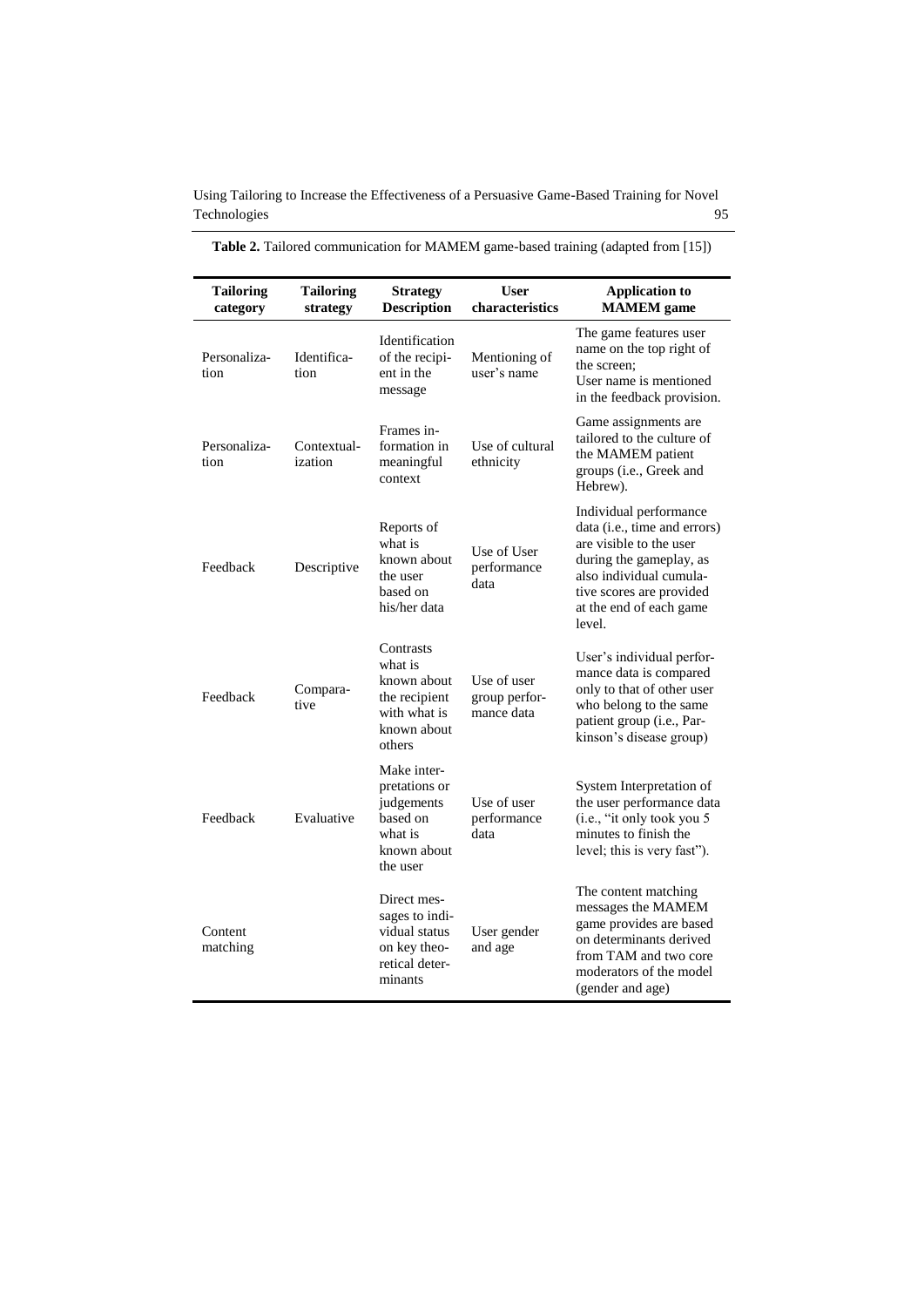**Table 2.** Tailored communication for MAMEM game-based training (adapted from [15])

| Tailoring category | Tailoring strategy | Strategy Description | User characteristics | Application to MAMEM game |
|---|---|---|---|---|
| Personalization | Identification | Identification of the recipient in the message | Mentioning of user's name | The game features user name on the top right of the screen; User name is mentioned in the feedback provision. |
| Personalization | Contextualization | Frames information in meaningful context | Use of cultural ethnicity | Game assignments are tailored to the culture of the MAMEM patient groups (i.e., Greek and Hebrew). |
| Feedback | Descriptive | Reports of what is known about the user based on his/her data | Use of User performance data | Individual performance data (i.e., time and errors) are visible to the user during the gameplay, as also individual cumulative scores are provided at the end of each game level. |
| Feedback | Comparative | Contrasts what is known about the recipient with what is known about others | Use of user group performance data | User's individual performance data is compared only to that of other user who belong to the same patient group (i.e., Parkinson's disease group) |
| Feedback | Evaluative | Make interpretations or judgements based on what is known about the user | Use of user performance data | System Interpretation of the user performance data (i.e., "it only took you 5 minutes to finish the level; this is very fast"). |
| Content matching | | Direct messages to individual status on key theoretical determinants | User gender and age | The content matching messages the MAMEM game provides are based on determinants derived from TAM and two core moderators of the model (gender and age) |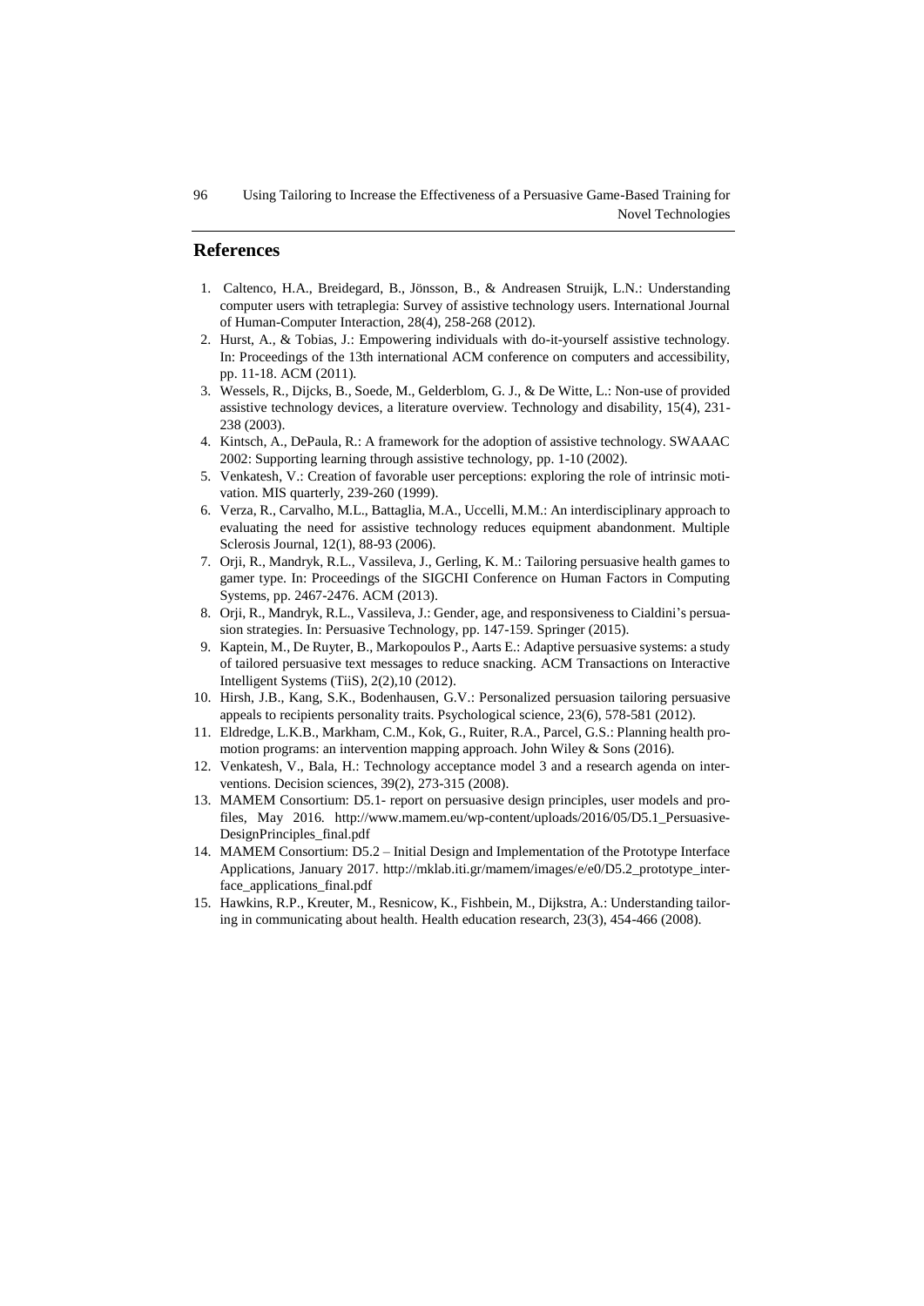## References

1. Caltenco, H.A., Breidegard, B., Jönsson, B., & Andreasen Struijk, L.N.: Understanding computer users with tetraplegia: Survey of assistive technology users. International Journal of Human-Computer Interaction, 28(4), 258-268 (2012).
2. Hurst, A., & Tobias, J.: Empowering individuals with do-it-yourself assistive technology. In: Proceedings of the 13th international ACM conference on computers and accessibility, pp. 11-18. ACM (2011).
3. Wessels, R., Dijcks, B., Soede, M., Gelderblom, G. J., & De Witte, L.: Non-use of provided assistive technology devices, a literature overview. Technology and disability, 15(4), 231-238 (2003).
4. Kintsch, A., DePaula, R.: A framework for the adoption of assistive technology. SWAAAC 2002: Supporting learning through assistive technology, pp. 1-10 (2002).
5. Venkatesh, V.: Creation of favorable user perceptions: exploring the role of intrinsic motivation. MIS quarterly, 239-260 (1999).
6. Verza, R., Carvalho, M.L., Battaglia, M.A., Uccelli, M.M.: An interdisciplinary approach to evaluating the need for assistive technology reduces equipment abandonment. Multiple Sclerosis Journal, 12(1), 88-93 (2006).
7. Orji, R., Mandryk, R.L., Vassileva, J., Gerling, K. M.: Tailoring persuasive health games to gamer type. In: Proceedings of the SIGCHI Conference on Human Factors in Computing Systems, pp. 2467-2476. ACM (2013).
8. Orji, R., Mandryk, R.L., Vassileva, J.: Gender, age, and responsiveness to Cialdini's persuasion strategies. In: Persuasive Technology, pp. 147-159. Springer (2015).
9. Kaptein, M., De Ruyter, B., Markopoulos P., Aarts E.: Adaptive persuasive systems: a study of tailored persuasive text messages to reduce snacking. ACM Transactions on Interactive Intelligent Systems (TiiS), 2(2),10 (2012).
10. Hirsh, J.B., Kang, S.K., Bodenhausen, G.V.: Personalized persuasion tailoring persuasive appeals to recipients personality traits. Psychological science, 23(6), 578-581 (2012).
11. Eldredge, L.K.B., Markham, C.M., Kok, G., Ruiter, R.A., Parcel, G.S.: Planning health promotion programs: an intervention mapping approach. John Wiley & Sons (2016).
12. Venkatesh, V., Bala, H.: Technology acceptance model 3 and a research agenda on interventions. Decision sciences, 39(2), 273-315 (2008).
13. MAMEM Consortium: D5.1- report on persuasive design principles, user models and profiles, May 2016. http://www.mamem.eu/wp-content/uploads/2016/05/D5.1_PersuasiveDesignPrinciples_final.pdf
14. MAMEM Consortium: D5.2 – Initial Design and Implementation of the Prototype Interface Applications, January 2017. http://mklab.iti.gr/mamem/images/e/e0/D5.2_prototype_interface_applications_final.pdf
15. Hawkins, R.P., Kreuter, M., Resnicow, K., Fishbein, M., Dijkstra, A.: Understanding tailoring in communicating about health. Health education research, 23(3), 454-466 (2008).